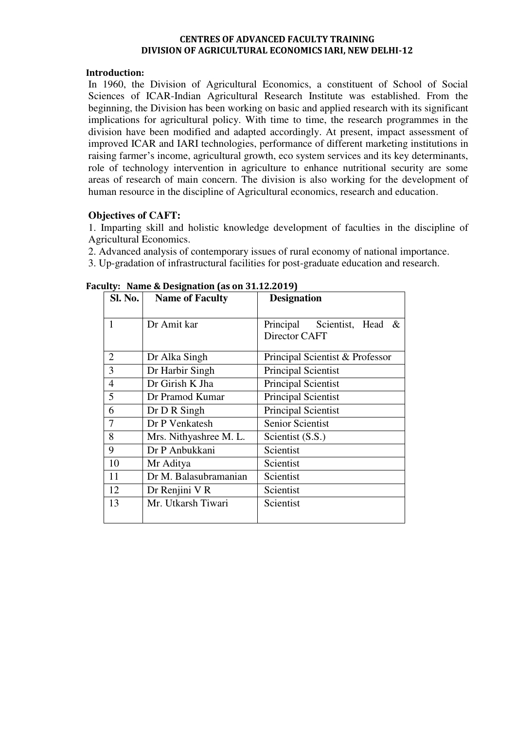# CENTRES OF ADVANCED FACULTY TRAINING
## DIVISION OF AGRICULTURAL ECONOMICS IARI, NEW DELHI-12

### Introduction:

In 1960, the Division of Agricultural Economics, a constituent of School of Social Sciences of ICAR-Indian Agricultural Research Institute was established. From the beginning, the Division has been working on basic and applied research with its significant implications for agricultural policy. With time to time, the research programmes in the division have been modified and adapted accordingly. At present, impact assessment of improved ICAR and IARI technologies, performance of different marketing institutions in raising farmer's income, agricultural growth, eco system services and its key determinants, role of technology intervention in agriculture to enhance nutritional security are some areas of research of main concern. The division is also working for the development of human resource in the discipline of Agricultural economics, research and education.

### Objectives of CAFT:

1. Imparting skill and holistic knowledge development of faculties in the discipline of Agricultural Economics.
2. Advanced analysis of contemporary issues of rural economy of national importance.
3. Up-gradation of infrastructural facilities for post-graduate education and research.

**Faculty: Name & Designation (as on 31.12.2019)**

| Sl. No. | Name of Faculty | Designation |
|---|---|---|
| 1 | Dr Amit kar | Principal Scientist, Head & Director CAFT |
| 2 | Dr Alka Singh | Principal Scientist & Professor |
| 3 | Dr Harbir Singh | Principal Scientist |
| 4 | Dr Girish K Jha | Principal Scientist |
| 5 | Dr Pramod Kumar | Principal Scientist |
| 6 | Dr D R Singh | Principal Scientist |
| 7 | Dr P Venkatesh | Senior Scientist |
| 8 | Mrs. Nithyashree M. L. | Scientist (S.S.) |
| 9 | Dr P Anbukkani | Scientist |
| 10 | Mr Aditya | Scientist |
| 11 | Dr M. Balasubramanian | Scientist |
| 12 | Dr Renjini V R | Scientist |
| 13 | Mr. Utkarsh Tiwari | Scientist |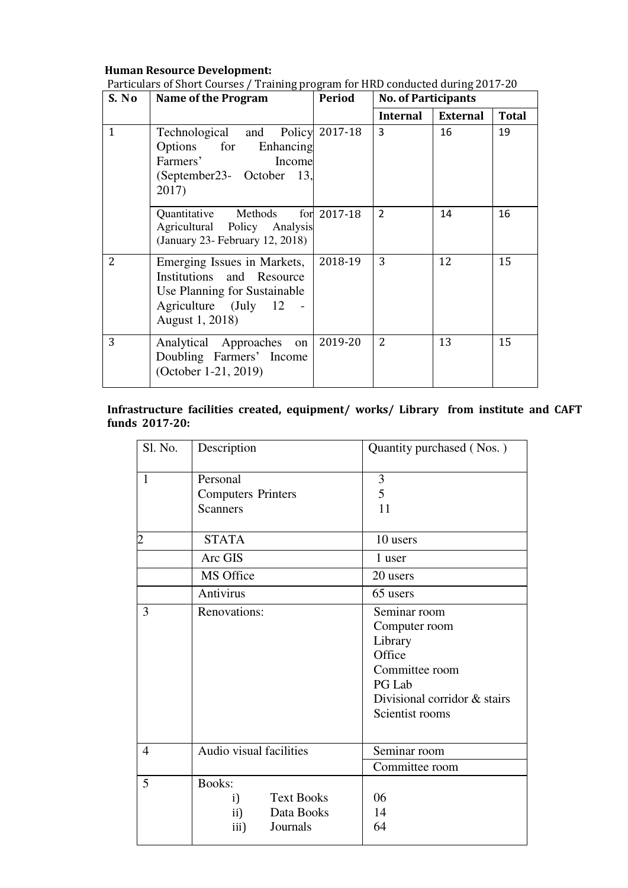**Human Resource Development:**

Particulars of Short Courses / Training program for HRD conducted during 2017-20

| S. No | Name of the Program | Period | No. of Participants | | |
|---|---|---|---|---|---|
| | | | Internal | External | Total |
| 1 | Technological and Policy Options for Enhancing Farmers' Income (September23- October 13, 2017) | 2017-18 | 3 | 16 | 19 |
| | Quantitative Methods for Agricultural Policy Analysis (January 23- February 12, 2018) | 2017-18 | 2 | 14 | 16 |
| 2 | Emerging Issues in Markets, Institutions and Resource Use Planning for Sustainable Agriculture (July 12 - August 1, 2018) | 2018-19 | 3 | 12 | 15 |
| 3 | Analytical Approaches on Doubling Farmers' Income (October 1-21, 2019) | 2019-20 | 2 | 13 | 15 |

**Infrastructure facilities created, equipment/ works/ Library from institute and CAFT funds 2017-20:**

| Sl. No. | Description | Quantity purchased ( Nos. ) |
|---|---|---|
| 1 | Personal<br>Computers Printers<br>Scanners | 3<br>5<br>11 |
| 2 | STATA | 10 users |
| | Arc GIS | 1 user |
| | MS Office | 20 users |
| | Antivirus | 65 users |
| 3 | Renovations: | Seminar room<br>Computer room<br>Library<br>Office<br>Committee room<br>PG Lab<br>Divisional corridor & stairs<br>Scientist rooms |
| 4 | Audio visual facilities | Seminar room |
| | | Committee room |
| 5 | Books:<br>i) Text Books<br>ii) Data Books<br>iii) Journals | <br>06<br>14<br>64 |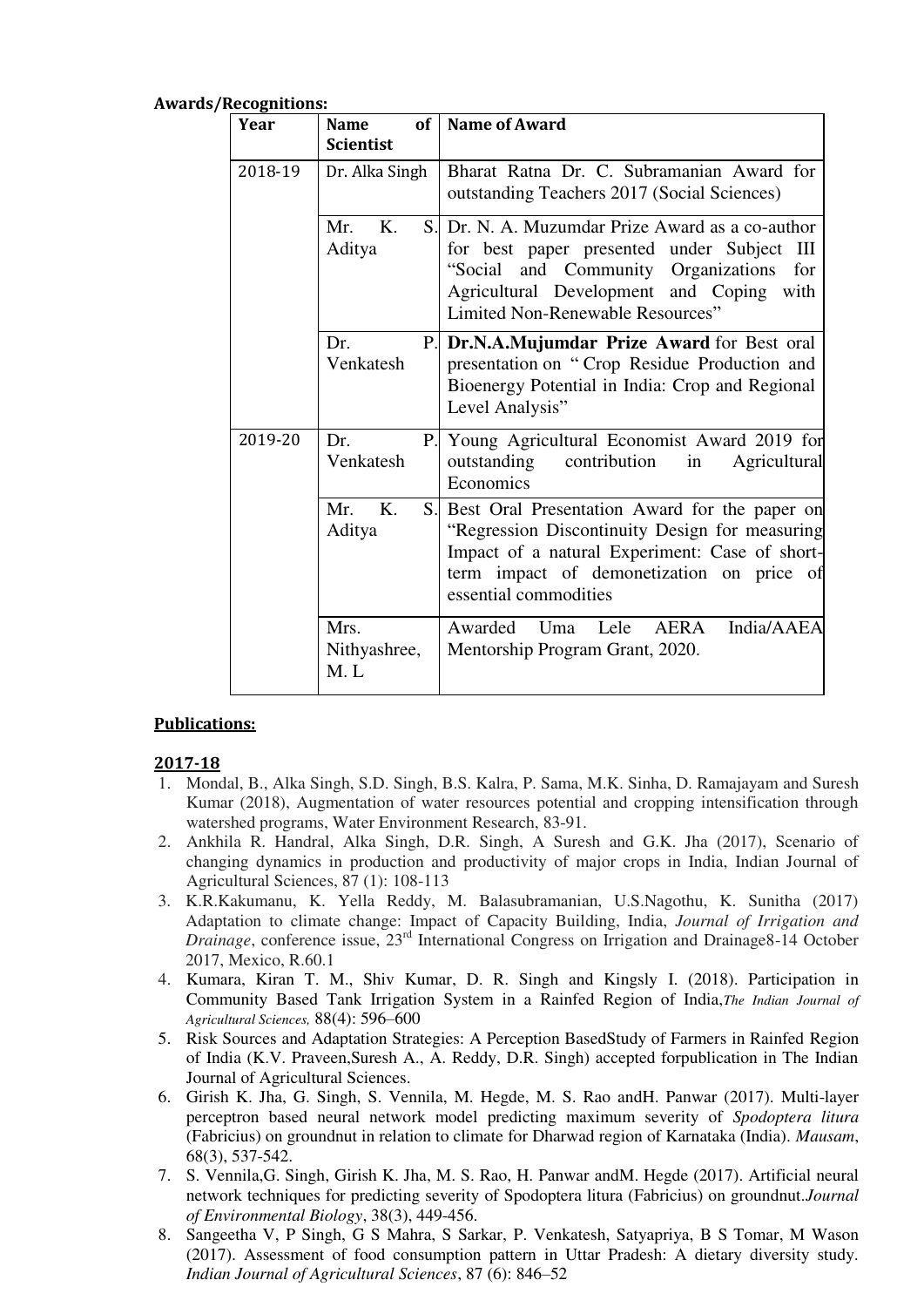**Awards/Recognitions:**

| Year | Name of Scientist | Name of Award |
|---|---|---|
| 2018-19 | Dr. Alka Singh | Bharat Ratna Dr. C. Subramanian Award for outstanding Teachers 2017 (Social Sciences) |
| | Mr. K. S. Aditya | Dr. N. A. Muzumdar Prize Award as a co-author for best paper presented under Subject III "Social and Community Organizations for Agricultural Development and Coping with Limited Non-Renewable Resources" |
| | Dr. P. Venkatesh | **Dr.N.A.Mujumdar Prize Award** for Best oral presentation on " Crop Residue Production and Bioenergy Potential in India: Crop and Regional Level Analysis" |
| 2019-20 | Dr. P. Venkatesh | Young Agricultural Economist Award 2019 for outstanding contribution in Agricultural Economics |
| | Mr. K. S. Aditya | Best Oral Presentation Award for the paper on "Regression Discontinuity Design for measuring Impact of a natural Experiment: Case of short-term impact of demonetization on price of essential commodities |
| | Mrs. Nithyashree, M. L | Awarded Uma Lele AERA India/AAEA Mentorship Program Grant, 2020. |

**Publications:**

**2017-18**

1. Mondal, B., Alka Singh, S.D. Singh, B.S. Kalra, P. Sama, M.K. Sinha, D. Ramajayam and Suresh Kumar (2018), Augmentation of water resources potential and cropping intensification through watershed programs, Water Environment Research, 83-91.
2. Ankhila R. Handral, Alka Singh, D.R. Singh, A Suresh and G.K. Jha (2017), Scenario of changing dynamics in production and productivity of major crops in India, Indian Journal of Agricultural Sciences, 87 (1): 108-113
3. K.R.Kakumanu, K. Yella Reddy, M. Balasubramanian, U.S.Nagothu, K. Sunitha (2017) Adaptation to climate change: Impact of Capacity Building, India, *Journal of Irrigation and Drainage*, conference issue, 23rd International Congress on Irrigation and Drainage8-14 October 2017, Mexico, R.60.1
4. Kumara, Kiran T. M., Shiv Kumar, D. R. Singh and Kingsly I. (2018). Participation in Community Based Tank Irrigation System in a Rainfed Region of India,*The Indian Journal of Agricultural Sciences,* 88(4): 596–600
5. Risk Sources and Adaptation Strategies: A Perception BasedStudy of Farmers in Rainfed Region of India (K.V. Praveen,Suresh A., A. Reddy, D.R. Singh) accepted forpublication in The Indian Journal of Agricultural Sciences.
6. Girish K. Jha, G. Singh, S. Vennila, M. Hegde, M. S. Rao andH. Panwar (2017). Multi-layer perceptron based neural network model predicting maximum severity of *Spodoptera litura* (Fabricius) on groundnut in relation to climate for Dharwad region of Karnataka (India). *Mausam*, 68(3), 537-542.
7. S. Vennila,G. Singh, Girish K. Jha, M. S. Rao, H. Panwar andM. Hegde (2017). Artificial neural network techniques for predicting severity of Spodoptera litura (Fabricius) on groundnut.*Journal of Environmental Biology*, 38(3), 449-456.
8. Sangeetha V, P Singh, G S Mahra, S Sarkar, P. Venkatesh, Satyapriya, B S Tomar, M Wason (2017). Assessment of food consumption pattern in Uttar Pradesh: A dietary diversity study. *Indian Journal of Agricultural Sciences*, 87 (6): 846–52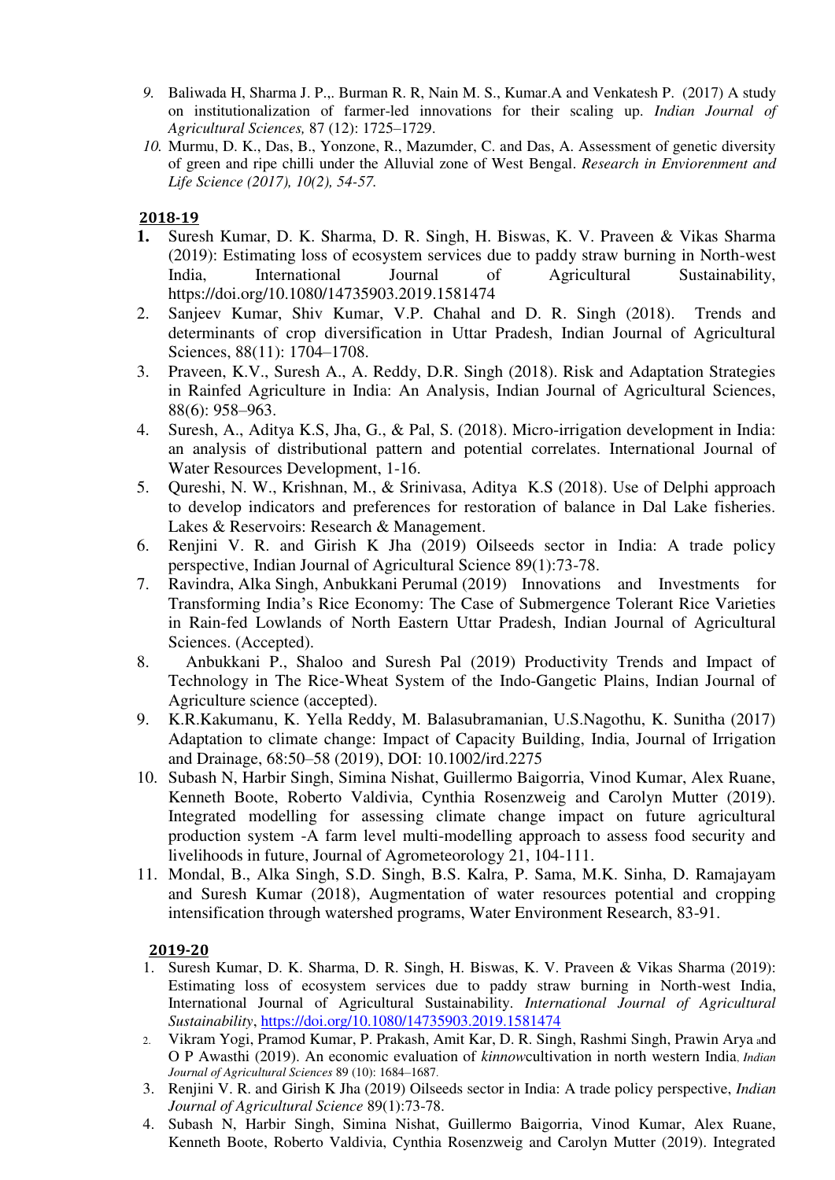9. Baliwada H, Sharma J. P.,. Burman R. R, Nain M. S., Kumar.A and Venkatesh P. (2017) A study on institutionalization of farmer-led innovations for their scaling up. *Indian Journal of Agricultural Sciences,* 87 (12): 1725–1729.
10. Murmu, D. K., Das, B., Yonzone, R., Mazumder, C. and Das, A. Assessment of genetic diversity of green and ripe chilli under the Alluvial zone of West Bengal. *Research in Enviorenment and Life Science (2017), 10(2), 54-57.*

**2018-19**

1. Suresh Kumar, D. K. Sharma, D. R. Singh, H. Biswas, K. V. Praveen & Vikas Sharma (2019): Estimating loss of ecosystem services due to paddy straw burning in North-west India, International Journal of Agricultural Sustainability, https://doi.org/10.1080/14735903.2019.1581474
2. Sanjeev Kumar, Shiv Kumar, V.P. Chahal and D. R. Singh (2018). Trends and determinants of crop diversification in Uttar Pradesh, Indian Journal of Agricultural Sciences, 88(11): 1704–1708.
3. Praveen, K.V., Suresh A., A. Reddy, D.R. Singh (2018). Risk and Adaptation Strategies in Rainfed Agriculture in India: An Analysis, Indian Journal of Agricultural Sciences, 88(6): 958–963.
4. Suresh, A., Aditya K.S, Jha, G., & Pal, S. (2018). Micro-irrigation development in India: an analysis of distributional pattern and potential correlates. International Journal of Water Resources Development, 1-16.
5. Qureshi, N. W., Krishnan, M., & Srinivasa, Aditya K.S (2018). Use of Delphi approach to develop indicators and preferences for restoration of balance in Dal Lake fisheries. Lakes & Reservoirs: Research & Management.
6. Renjini V. R. and Girish K Jha (2019) Oilseeds sector in India: A trade policy perspective, Indian Journal of Agricultural Science 89(1):73-78.
7. Ravindra, Alka Singh, Anbukkani Perumal (2019) Innovations and Investments for Transforming India's Rice Economy: The Case of Submergence Tolerant Rice Varieties in Rain-fed Lowlands of North Eastern Uttar Pradesh, Indian Journal of Agricultural Sciences. (Accepted).
8. Anbukkani P., Shaloo and Suresh Pal (2019) Productivity Trends and Impact of Technology in The Rice-Wheat System of the Indo-Gangetic Plains, Indian Journal of Agriculture science (accepted).
9. K.R.Kakumanu, K. Yella Reddy, M. Balasubramanian, U.S.Nagothu, K. Sunitha (2017) Adaptation to climate change: Impact of Capacity Building, India, Journal of Irrigation and Drainage, 68:50–58 (2019), DOI: 10.1002/ird.2275
10. Subash N, Harbir Singh, Simina Nishat, Guillermo Baigorria, Vinod Kumar, Alex Ruane, Kenneth Boote, Roberto Valdivia, Cynthia Rosenzweig and Carolyn Mutter (2019). Integrated modelling for assessing climate change impact on future agricultural production system -A farm level multi-modelling approach to assess food security and livelihoods in future, Journal of Agrometeorology 21, 104-111.
11. Mondal, B., Alka Singh, S.D. Singh, B.S. Kalra, P. Sama, M.K. Sinha, D. Ramajayam and Suresh Kumar (2018), Augmentation of water resources potential and cropping intensification through watershed programs, Water Environment Research, 83-91.

**2019-20**

1. Suresh Kumar, D. K. Sharma, D. R. Singh, H. Biswas, K. V. Praveen & Vikas Sharma (2019): Estimating loss of ecosystem services due to paddy straw burning in North-west India, International Journal of Agricultural Sustainability. *International Journal of Agricultural Sustainability*, https://doi.org/10.1080/14735903.2019.1581474
2. Vikram Yogi, Pramod Kumar, P. Prakash, Amit Kar, D. R. Singh, Rashmi Singh, Prawin Arya and O P Awasthi (2019). An economic evaluation of *kinnow*cultivation in north western India. *Indian Journal of Agricultural Sciences* 89 (10): 1684–1687.
3. Renjini V. R. and Girish K Jha (2019) Oilseeds sector in India: A trade policy perspective, *Indian Journal of Agricultural Science* 89(1):73-78.
4. Subash N, Harbir Singh, Simina Nishat, Guillermo Baigorria, Vinod Kumar, Alex Ruane, Kenneth Boote, Roberto Valdivia, Cynthia Rosenzweig and Carolyn Mutter (2019). Integrated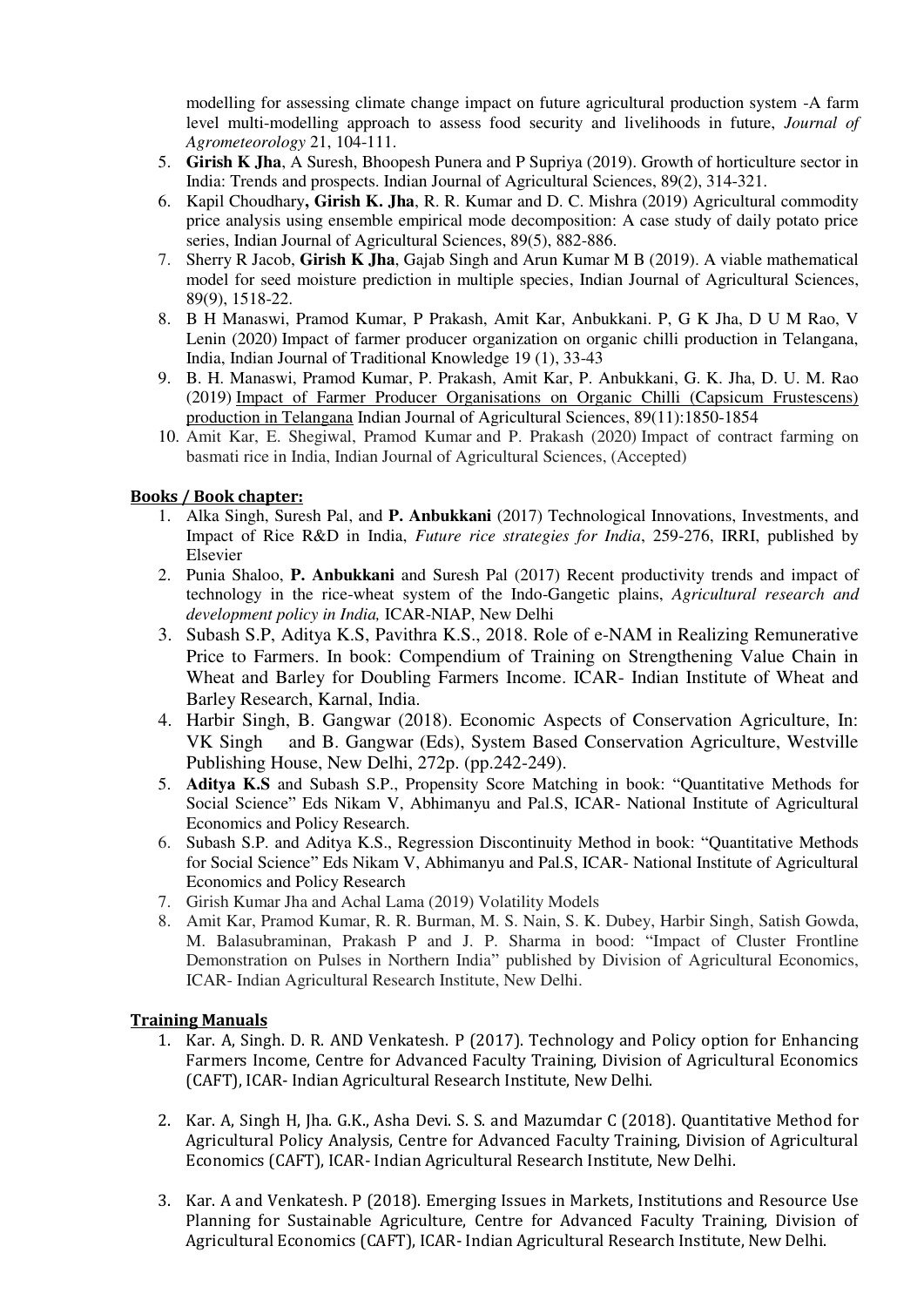modelling for assessing climate change impact on future agricultural production system -A farm level multi-modelling approach to assess food security and livelihoods in future, *Journal of Agrometeorology* 21, 104-111.

5. **Girish K Jha**, A Suresh, Bhoopesh Punera and P Supriya (2019). Growth of horticulture sector in India: Trends and prospects. Indian Journal of Agricultural Sciences, 89(2), 314-321.
6. Kapil Choudhary**, Girish K. Jha**, R. R. Kumar and D. C. Mishra (2019) Agricultural commodity price analysis using ensemble empirical mode decomposition: A case study of daily potato price series, Indian Journal of Agricultural Sciences, 89(5), 882-886.
7. Sherry R Jacob, **Girish K Jha**, Gajab Singh and Arun Kumar M B (2019). A viable mathematical model for seed moisture prediction in multiple species, Indian Journal of Agricultural Sciences, 89(9), 1518-22.
8. B H Manaswi, Pramod Kumar, P Prakash, Amit Kar, Anbukkani. P, G K Jha, D U M Rao, V Lenin (2020) Impact of farmer producer organization on organic chilli production in Telangana, India, Indian Journal of Traditional Knowledge 19 (1), 33-43
9. B. H. Manaswi, Pramod Kumar, P. Prakash, Amit Kar, P. Anbukkani, G. K. Jha, D. U. M. Rao (2019) Impact of Farmer Producer Organisations on Organic Chilli (Capsicum Frustescens) production in Telangana Indian Journal of Agricultural Sciences, 89(11):1850-1854
10. Amit Kar, E. Shegiwal, Pramod Kumar and P. Prakash (2020) Impact of contract farming on basmati rice in India, Indian Journal of Agricultural Sciences, (Accepted)

## Books / Book chapter:

1. Alka Singh, Suresh Pal, and **P. Anbukkani** (2017) Technological Innovations, Investments, and Impact of Rice R&D in India, *Future rice strategies for India*, 259-276, IRRI, published by Elsevier
2. Punia Shaloo, **P. Anbukkani** and Suresh Pal (2017) Recent productivity trends and impact of technology in the rice-wheat system of the Indo-Gangetic plains, *Agricultural research and development policy in India,* ICAR-NIAP, New Delhi
3. Subash S.P, Aditya K.S, Pavithra K.S., 2018. Role of e-NAM in Realizing Remunerative Price to Farmers. In book: Compendium of Training on Strengthening Value Chain in Wheat and Barley for Doubling Farmers Income. ICAR- Indian Institute of Wheat and Barley Research, Karnal, India.
4. Harbir Singh, B. Gangwar (2018). Economic Aspects of Conservation Agriculture, In: VK Singh and B. Gangwar (Eds), System Based Conservation Agriculture, Westville Publishing House, New Delhi, 272p. (pp.242-249).
5. **Aditya K.S** and Subash S.P., Propensity Score Matching in book: "Quantitative Methods for Social Science" Eds Nikam V, Abhimanyu and Pal.S, ICAR- National Institute of Agricultural Economics and Policy Research.
6. Subash S.P. and Aditya K.S., Regression Discontinuity Method in book: "Quantitative Methods for Social Science" Eds Nikam V, Abhimanyu and Pal.S, ICAR- National Institute of Agricultural Economics and Policy Research
7. Girish Kumar Jha and Achal Lama (2019) Volatility Models
8. Amit Kar, Pramod Kumar, R. R. Burman, M. S. Nain, S. K. Dubey, Harbir Singh, Satish Gowda, M. Balasubraminan, Prakash P and J. P. Sharma in bood: "Impact of Cluster Frontline Demonstration on Pulses in Northern India" published by Division of Agricultural Economics, ICAR- Indian Agricultural Research Institute, New Delhi.

## Training Manuals

1. Kar. A, Singh. D. R. AND Venkatesh. P (2017). Technology and Policy option for Enhancing Farmers Income, Centre for Advanced Faculty Training, Division of Agricultural Economics (CAFT), ICAR- Indian Agricultural Research Institute, New Delhi.

2. Kar. A, Singh H, Jha. G.K., Asha Devi. S. S. and Mazumdar C (2018). Quantitative Method for Agricultural Policy Analysis, Centre for Advanced Faculty Training, Division of Agricultural Economics (CAFT), ICAR- Indian Agricultural Research Institute, New Delhi.

3. Kar. A and Venkatesh. P (2018). Emerging Issues in Markets, Institutions and Resource Use Planning for Sustainable Agriculture, Centre for Advanced Faculty Training, Division of Agricultural Economics (CAFT), ICAR- Indian Agricultural Research Institute, New Delhi.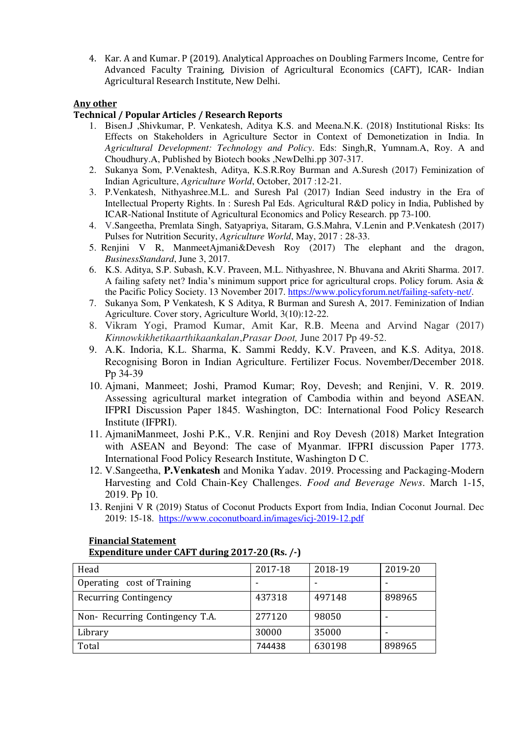4. Kar. A and Kumar. P (2019). Analytical Approaches on Doubling Farmers Income, Centre for Advanced Faculty Training, Division of Agricultural Economics (CAFT), ICAR- Indian Agricultural Research Institute, New Delhi.

**Any other**

**Technical / Popular Articles / Research Reports**

1. Bisen.J ,Shivkumar, P. Venkatesh, Aditya K.S. and Meena.N.K. (2018) Institutional Risks: Its Effects on Stakeholders in Agriculture Sector in Context of Demonetization in India. In *Agricultural Development: Technology and Policy*. Eds: Singh,R, Yumnam.A, Roy. A and Choudhury.A, Published by Biotech books ,NewDelhi.pp 307-317.
2. Sukanya Som, P.Venaktesh, Aditya, K.S.R.Roy Burman and A.Suresh (2017) Feminization of Indian Agriculture, *Agriculture World*, October, 2017 :12-21.
3. P.Venkatesh, Nithyashree.M.L. and Suresh Pal (2017) Indian Seed industry in the Era of Intellectual Property Rights. In : Suresh Pal Eds. Agricultural R&D policy in India, Published by ICAR-National Institute of Agricultural Economics and Policy Research. pp 73-100.
4. V.Sangeetha, Premlata Singh, Satyapriya, Sitaram, G.S.Mahra, V.Lenin and P.Venkatesh (2017) Pulses for Nutrition Security, *Agriculture World*, May, 2017 : 28-33.
5. Renjini V R, ManmeetAjmani&Devesh Roy (2017) The elephant and the dragon, *BusinessStandard*, June 3, 2017.
6. K.S. Aditya, S.P. Subash, K.V. Praveen, M.L. Nithyashree, N. Bhuvana and Akriti Sharma. 2017. A failing safety net? India's minimum support price for agricultural crops. Policy forum. Asia & the Pacific Policy Society. 13 November 2017. https://www.policyforum.net/failing-safety-net/.
7. Sukanya Som, P Venkatesh, K S Aditya, R Burman and Suresh A, 2017. Feminization of Indian Agriculture. Cover story, Agriculture World, 3(10):12-22.
8. Vikram Yogi, Pramod Kumar, Amit Kar, R.B. Meena and Arvind Nagar (2017) *Kinnowkikhetikaarthikaankalan*,*Prasar Doot,* June 2017 Pp 49-52.
9. A.K. Indoria, K.L. Sharma, K. Sammi Reddy, K.V. Praveen, and K.S. Aditya, 2018. Recognising Boron in Indian Agriculture. Fertilizer Focus. November/December 2018. Pp 34-39
10. Ajmani, Manmeet; Joshi, Pramod Kumar; Roy, Devesh; and Renjini, V. R. 2019. Assessing agricultural market integration of Cambodia within and beyond ASEAN. IFPRI Discussion Paper 1845. Washington, DC: International Food Policy Research Institute (IFPRI).
11. AjmaniManmeet, Joshi P.K., V.R. Renjini and Roy Devesh (2018) Market Integration with ASEAN and Beyond: The case of Myanmar. IFPRI discussion Paper 1773. International Food Policy Research Institute, Washington D C.
12. V.Sangeetha, **P.Venkatesh** and Monika Yadav. 2019. Processing and Packaging-Modern Harvesting and Cold Chain-Key Challenges. *Food and Beverage News*. March 1-15, 2019. Pp 10.
13. Renjini V R (2019) Status of Coconut Products Export from India, Indian Coconut Journal. Dec 2019: 15-18. https://www.coconutboard.in/images/icj-2019-12.pdf

**Financial Statement**

**Expenditure under CAFT during 2017-20 (Rs. /-)**

| Head | 2017-18 | 2018-19 | 2019-20 |
|---|---|---|---|
| Operating cost of Training | - | - | - |
| Recurring Contingency | 437318 | 497148 | 898965 |
| Non- Recurring Contingency T.A. | 277120 | 98050 | - |
| Library | 30000 | 35000 | - |
| Total | 744438 | 630198 | 898965 |